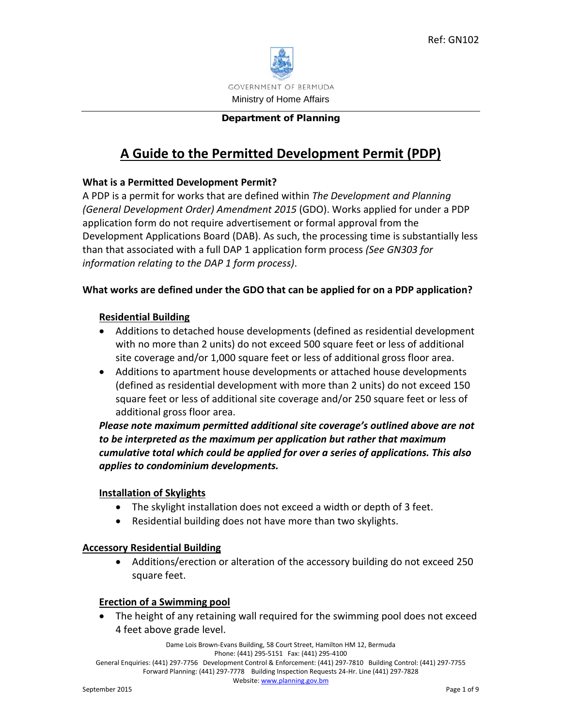Ref: GN102

GOVERNMENT OF BERMUDA

Ministry of Home Affairs

**Department of Planning**

# A Guide to the Permitted Development Permit (PDP)

**What is a Permitted Development Permit?**

A PDP is a permit for works that are defined within *The Development and Planning (General Development Order) Amendment 2015* (GDO). Works applied for under a PDP application form do not require advertisement or formal approval from the Development Applications Board (DAB). As such, the processing time is substantially less than that associated with a full DAP 1 application form process *(See GN303 for information relating to the DAP 1 form process)*.

**What works are defined under the GDO that can be applied for on a PDP application?**

**Residential Building**

- Additions to detached house developments (defined as residential development with no more than 2 units) do not exceed 500 square feet or less of additional site coverage and/or 1,000 square feet or less of additional gross floor area.
- Additions to apartment house developments or attached house developments (defined as residential development with more than 2 units) do not exceed 150 square feet or less of additional site coverage and/or 250 square feet or less of additional gross floor area.

***Please note maximum permitted additional site coverage's outlined above are not to be interpreted as the maximum per application but rather that maximum cumulative total which could be applied for over a series of applications. This also applies to condominium developments.***

**Installation of Skylights**

- The skylight installation does not exceed a width or depth of 3 feet.
- Residential building does not have more than two skylights.

**Accessory Residential Building**

- Additions/erection or alteration of the accessory building do not exceed 250 square feet.

**Erection of a Swimming pool**

- The height of any retaining wall required for the swimming pool does not exceed 4 feet above grade level.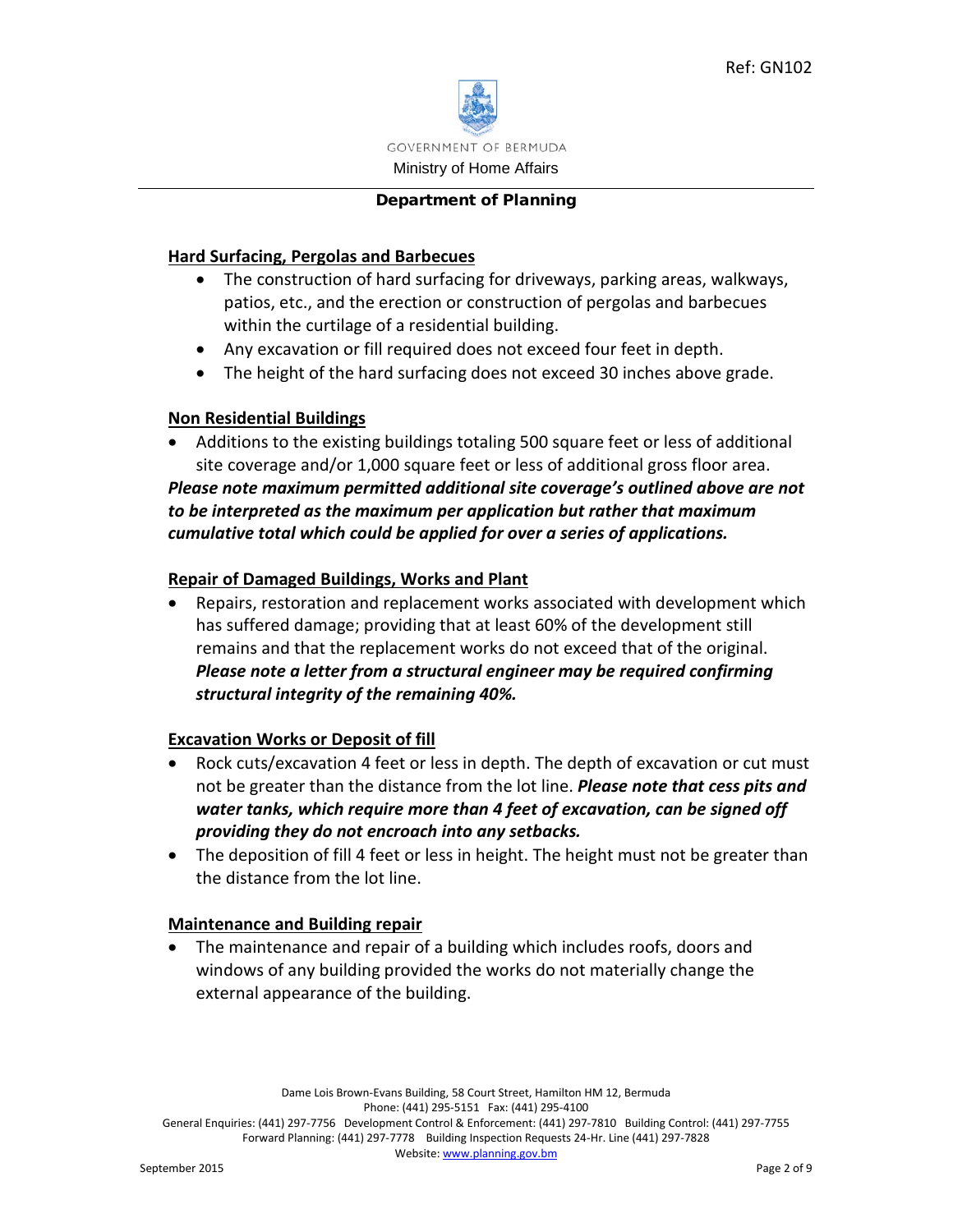**Hard Surfacing, Pergolas and Barbecues**

- The construction of hard surfacing for driveways, parking areas, walkways, patios, etc., and the erection or construction of pergolas and barbecues within the curtilage of a residential building.
- Any excavation or fill required does not exceed four feet in depth.
- The height of the hard surfacing does not exceed 30 inches above grade.

**Non Residential Buildings**

- Additions to the existing buildings totaling 500 square feet or less of additional site coverage and/or 1,000 square feet or less of additional gross floor area.

***Please note maximum permitted additional site coverage's outlined above are not to be interpreted as the maximum per application but rather that maximum cumulative total which could be applied for over a series of applications.***

**Repair of Damaged Buildings, Works and Plant**

- Repairs, restoration and replacement works associated with development which has suffered damage; providing that at least 60% of the development still remains and that the replacement works do not exceed that of the original. ***Please note a letter from a structural engineer may be required confirming structural integrity of the remaining 40%.***

**Excavation Works or Deposit of fill**

- Rock cuts/excavation 4 feet or less in depth. The depth of excavation or cut must not be greater than the distance from the lot line. ***Please note that cess pits and water tanks, which require more than 4 feet of excavation, can be signed off providing they do not encroach into any setbacks.***
- The deposition of fill 4 feet or less in height. The height must not be greater than the distance from the lot line.

**Maintenance and Building repair**

- The maintenance and repair of a building which includes roofs, doors and windows of any building provided the works do not materially change the external appearance of the building.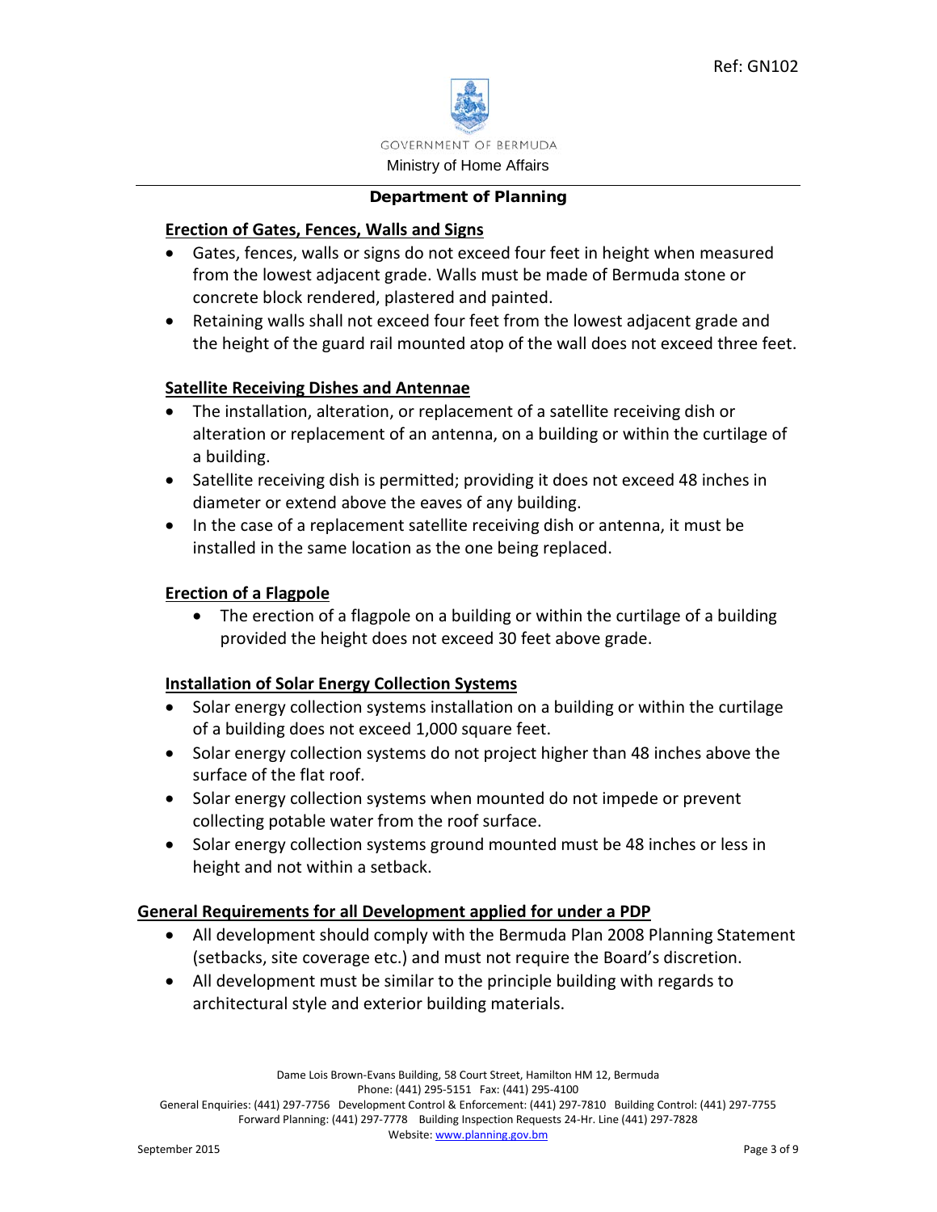## Erection of Gates, Fences, Walls and Signs

- Gates, fences, walls or signs do not exceed four feet in height when measured from the lowest adjacent grade. Walls must be made of Bermuda stone or concrete block rendered, plastered and painted.
- Retaining walls shall not exceed four feet from the lowest adjacent grade and the height of the guard rail mounted atop of the wall does not exceed three feet.

## Satellite Receiving Dishes and Antennae

- The installation, alteration, or replacement of a satellite receiving dish or alteration or replacement of an antenna, on a building or within the curtilage of a building.
- Satellite receiving dish is permitted; providing it does not exceed 48 inches in diameter or extend above the eaves of any building.
- In the case of a replacement satellite receiving dish or antenna, it must be installed in the same location as the one being replaced.

## Erection of a Flagpole

- The erection of a flagpole on a building or within the curtilage of a building provided the height does not exceed 30 feet above grade.

## Installation of Solar Energy Collection Systems

- Solar energy collection systems installation on a building or within the curtilage of a building does not exceed 1,000 square feet.
- Solar energy collection systems do not project higher than 48 inches above the surface of the flat roof.
- Solar energy collection systems when mounted do not impede or prevent collecting potable water from the roof surface.
- Solar energy collection systems ground mounted must be 48 inches or less in height and not within a setback.

## General Requirements for all Development applied for under a PDP

- All development should comply with the Bermuda Plan 2008 Planning Statement (setbacks, site coverage etc.) and must not require the Board's discretion.
- All development must be similar to the principle building with regards to architectural style and exterior building materials.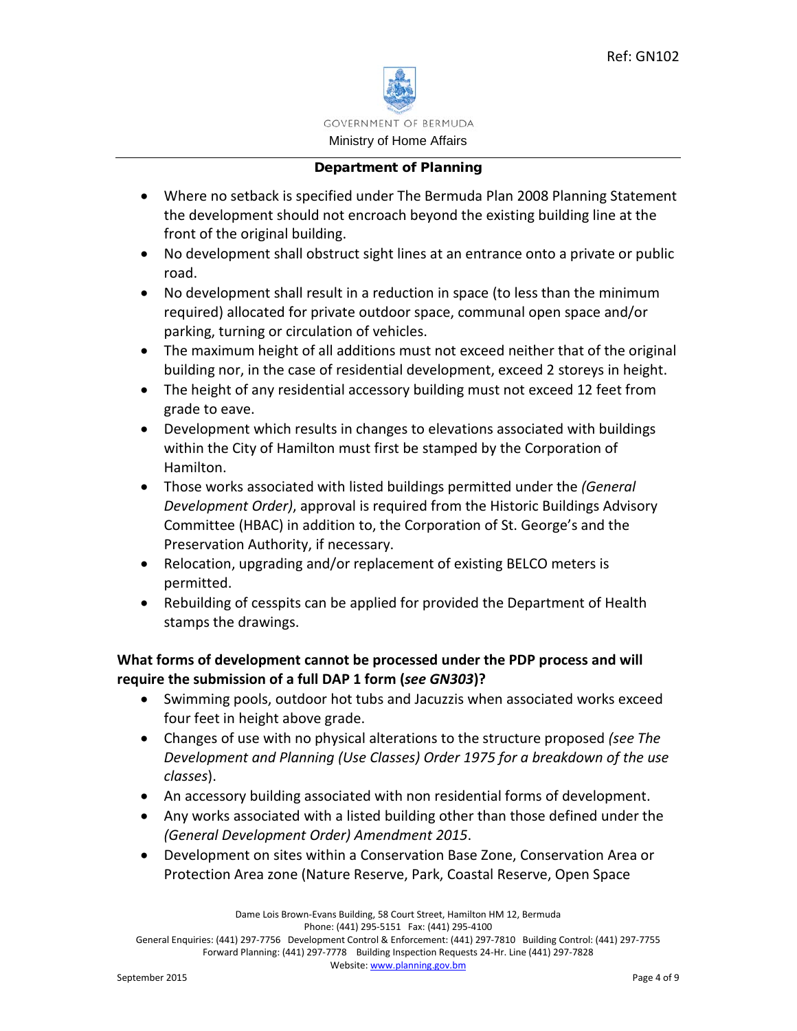- Where no setback is specified under The Bermuda Plan 2008 Planning Statement the development should not encroach beyond the existing building line at the front of the original building.
- No development shall obstruct sight lines at an entrance onto a private or public road.
- No development shall result in a reduction in space (to less than the minimum required) allocated for private outdoor space, communal open space and/or parking, turning or circulation of vehicles.
- The maximum height of all additions must not exceed neither that of the original building nor, in the case of residential development, exceed 2 storeys in height.
- The height of any residential accessory building must not exceed 12 feet from grade to eave.
- Development which results in changes to elevations associated with buildings within the City of Hamilton must first be stamped by the Corporation of Hamilton.
- Those works associated with listed buildings permitted under the *(General Development Order)*, approval is required from the Historic Buildings Advisory Committee (HBAC) in addition to, the Corporation of St. George's and the Preservation Authority, if necessary.
- Relocation, upgrading and/or replacement of existing BELCO meters is permitted.
- Rebuilding of cesspits can be applied for provided the Department of Health stamps the drawings.

**What forms of development cannot be processed under the PDP process and will require the submission of a full DAP 1 form (*see GN303*)?**

- Swimming pools, outdoor hot tubs and Jacuzzis when associated works exceed four feet in height above grade.
- Changes of use with no physical alterations to the structure proposed *(see The Development and Planning (Use Classes) Order 1975 for a breakdown of the use classes*).
- An accessory building associated with non residential forms of development.
- Any works associated with a listed building other than those defined under the *(General Development Order) Amendment 2015*.
- Development on sites within a Conservation Base Zone, Conservation Area or Protection Area zone (Nature Reserve, Park, Coastal Reserve, Open Space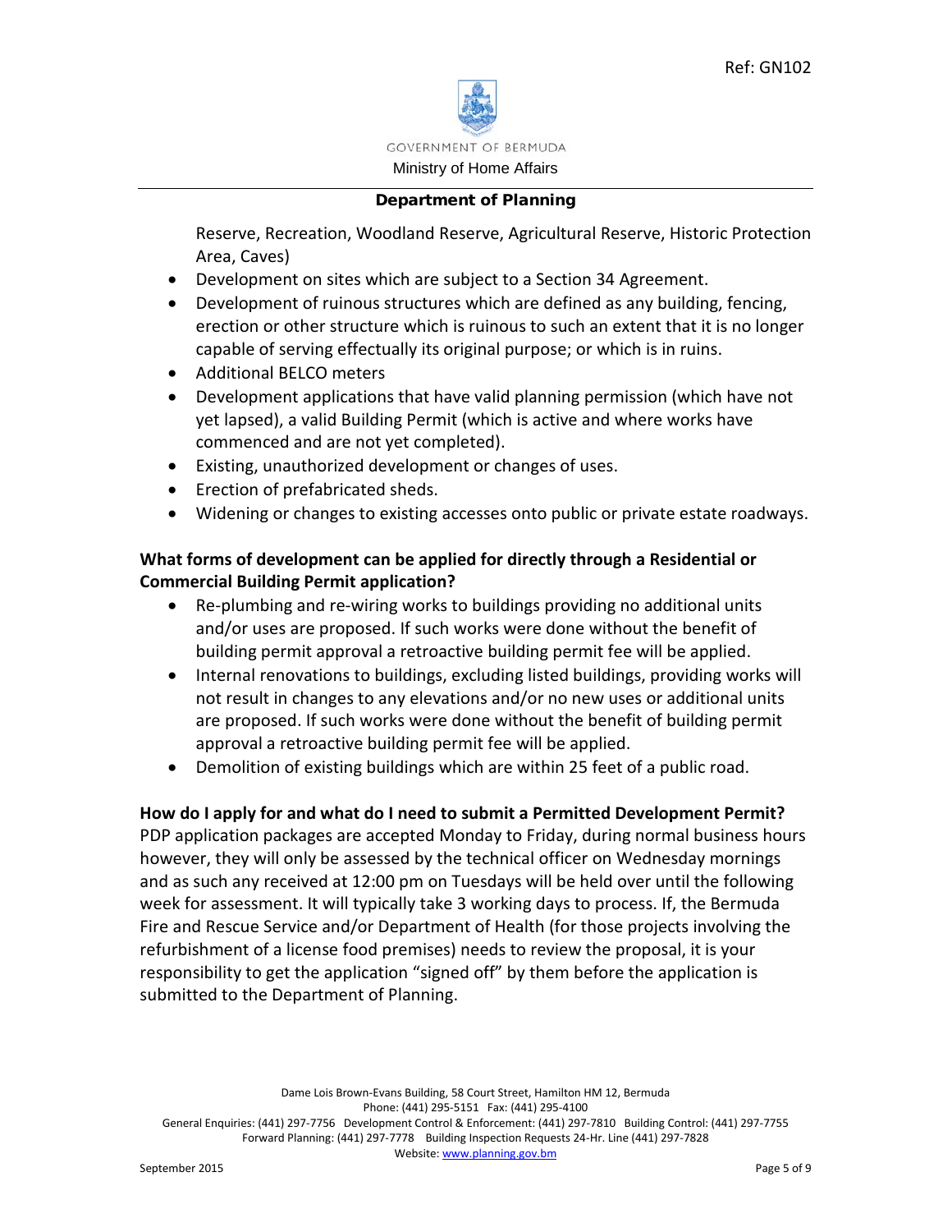Reserve, Recreation, Woodland Reserve, Agricultural Reserve, Historic Protection Area, Caves)

- Development on sites which are subject to a Section 34 Agreement.
- Development of ruinous structures which are defined as any building, fencing, erection or other structure which is ruinous to such an extent that it is no longer capable of serving effectually its original purpose; or which is in ruins.
- Additional BELCO meters
- Development applications that have valid planning permission (which have not yet lapsed), a valid Building Permit (which is active and where works have commenced and are not yet completed).
- Existing, unauthorized development or changes of uses.
- Erection of prefabricated sheds.
- Widening or changes to existing accesses onto public or private estate roadways.

**What forms of development can be applied for directly through a Residential or Commercial Building Permit application?**

- Re-plumbing and re-wiring works to buildings providing no additional units and/or uses are proposed. If such works were done without the benefit of building permit approval a retroactive building permit fee will be applied.
- Internal renovations to buildings, excluding listed buildings, providing works will not result in changes to any elevations and/or no new uses or additional units are proposed. If such works were done without the benefit of building permit approval a retroactive building permit fee will be applied.
- Demolition of existing buildings which are within 25 feet of a public road.

**How do I apply for and what do I need to submit a Permitted Development Permit?**

PDP application packages are accepted Monday to Friday, during normal business hours however, they will only be assessed by the technical officer on Wednesday mornings and as such any received at 12:00 pm on Tuesdays will be held over until the following week for assessment. It will typically take 3 working days to process. If, the Bermuda Fire and Rescue Service and/or Department of Health (for those projects involving the refurbishment of a license food premises) needs to review the proposal, it is your responsibility to get the application "signed off" by them before the application is submitted to the Department of Planning.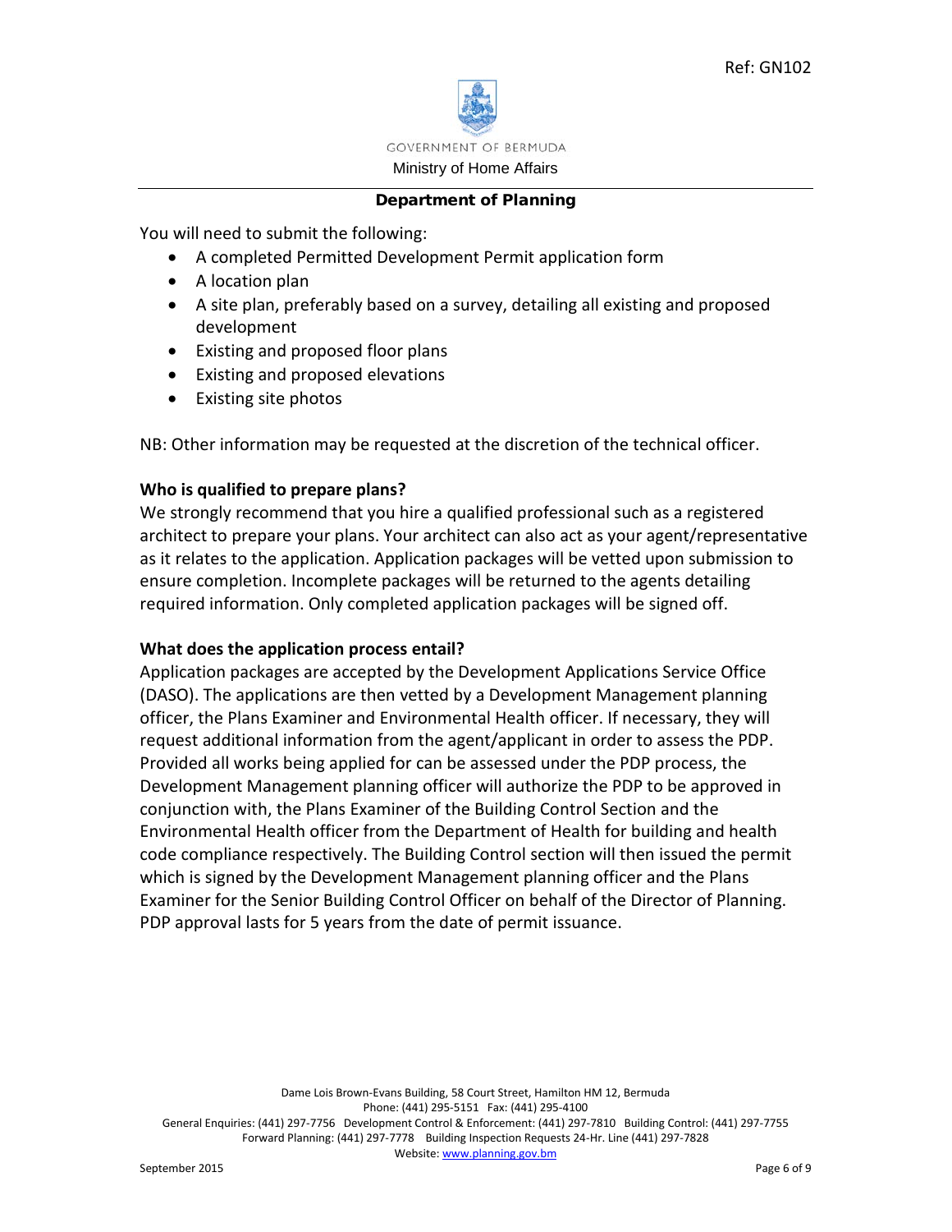You will need to submit the following:

- A completed Permitted Development Permit application form
- A location plan
- A site plan, preferably based on a survey, detailing all existing and proposed development
- Existing and proposed floor plans
- Existing and proposed elevations
- Existing site photos

NB: Other information may be requested at the discretion of the technical officer.

**Who is qualified to prepare plans?**

We strongly recommend that you hire a qualified professional such as a registered architect to prepare your plans. Your architect can also act as your agent/representative as it relates to the application. Application packages will be vetted upon submission to ensure completion. Incomplete packages will be returned to the agents detailing required information. Only completed application packages will be signed off.

**What does the application process entail?**

Application packages are accepted by the Development Applications Service Office (DASO). The applications are then vetted by a Development Management planning officer, the Plans Examiner and Environmental Health officer. If necessary, they will request additional information from the agent/applicant in order to assess the PDP. Provided all works being applied for can be assessed under the PDP process, the Development Management planning officer will authorize the PDP to be approved in conjunction with, the Plans Examiner of the Building Control Section and the Environmental Health officer from the Department of Health for building and health code compliance respectively. The Building Control section will then issued the permit which is signed by the Development Management planning officer and the Plans Examiner for the Senior Building Control Officer on behalf of the Director of Planning. PDP approval lasts for 5 years from the date of permit issuance.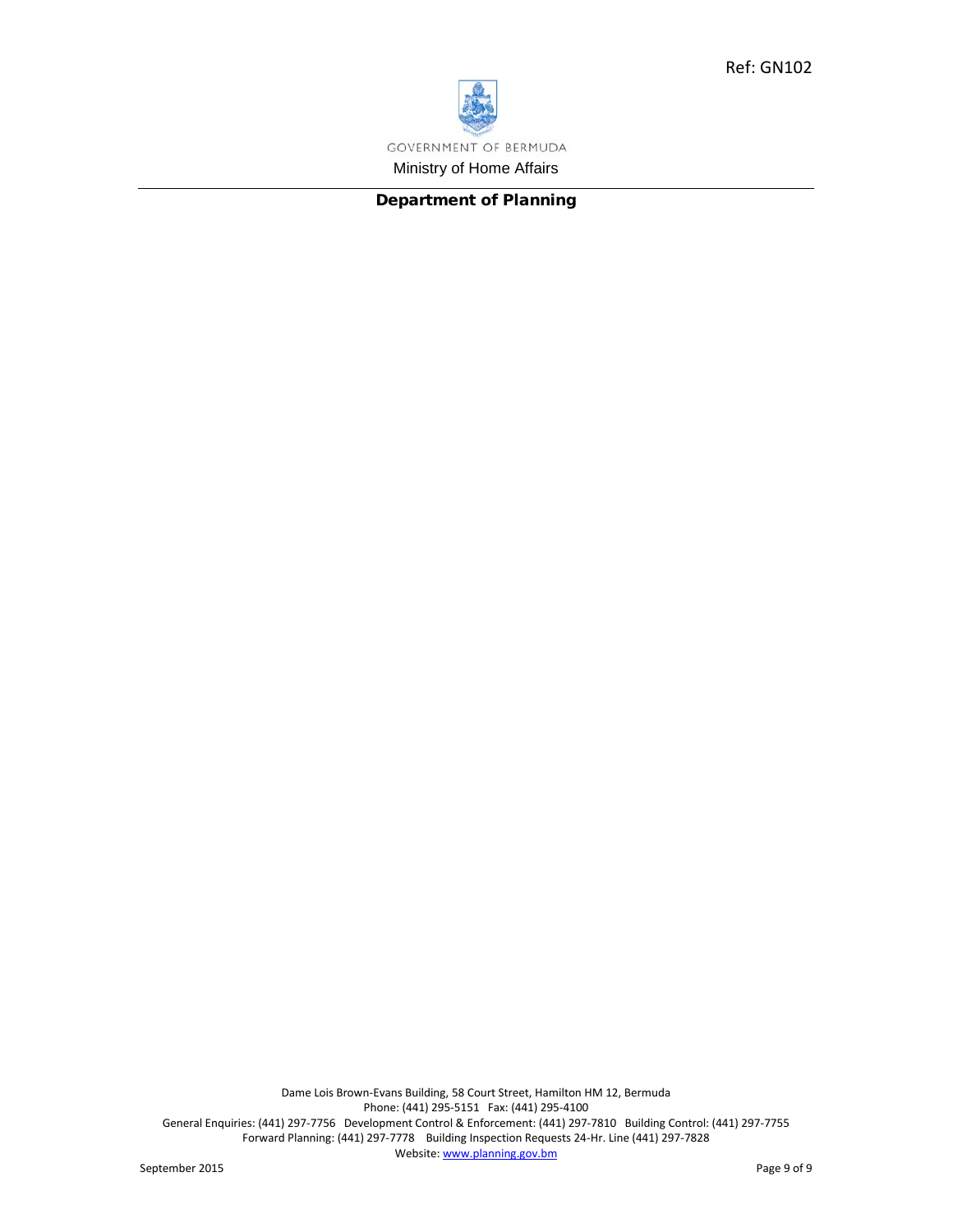GOVERNMENT OF BERMUDA

Ministry of Home Affairs

**Department of Planning**

Dame Lois Brown-Evans Building, 58 Court Street, Hamilton HM 12, Bermuda
Phone: (441) 295-5151 Fax: (441) 295-4100
General Enquiries: (441) 297-7756 Development Control & Enforcement: (441) 297-7810 Building Control: (441) 297-7755
Forward Planning: (441) 297-7778 Building Inspection Requests 24-Hr. Line (441) 297-7828
Website: www.planning.gov.bm